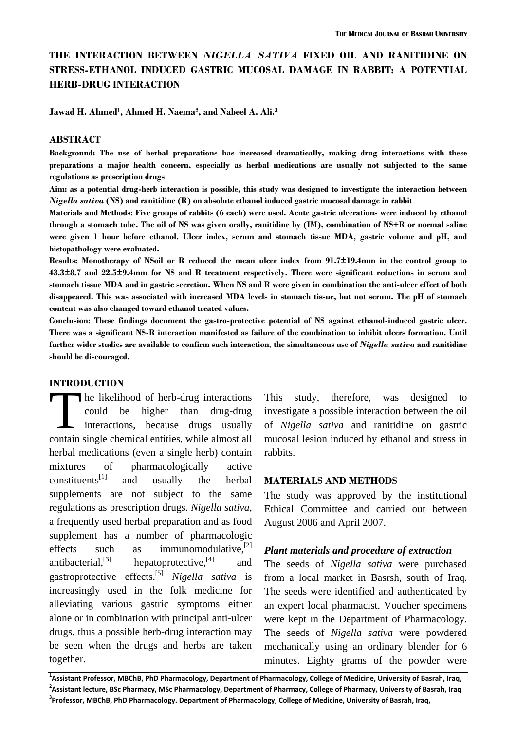# THE INTERACTION BETWEEN *NIGELLA SATIVA* FIXED OIL AND RANITIDINE ON STRESS-ETHANOL INDUCED GASTRIC MUCOSAL DAMAGE IN RABBIT: A POTENTIAL HERB-DRUG INTERACTION

**Jawad H. Ahmed[1], Ahmed H. Naema[2], and Nabeel A. Ali.[3]**

## ABSTRACT

**Background: The use of herbal preparations has increased dramatically, making drug interactions with these preparations a major health concern, especially as herbal medications are usually not subjected to the same regulations as prescription drugs**

**Aim: as a potential drug-herb interaction is possible, this study was designed to investigate the interaction between *Nigella sativa* (NS) and ranitidine (R) on absolute ethanol induced gastric mucosal damage in rabbit**

**Materials and Methods: Five groups of rabbits (6 each) were used. Acute gastric ulcerations were induced by ethanol through a stomach tube. The oil of NS was given orally, ranitidine by (IM), combination of NS+R or normal saline were given 1 hour before ethanol. Ulcer index, serum and stomach tissue MDA, gastric volume and pH, and histopathology were evaluated.**

**Results: Monotherapy of NSoil or R reduced the mean ulcer index from 91.7±19.4mm in the control group to 43.3±8.7 and 22.5±9.4mm for NS and R treatment respectively. There were significant reductions in serum and stomach tissue MDA and in gastric secretion. When NS and R were given in combination the anti-ulcer effect of both disappeared. This was associated with increased MDA levels in stomach tissue, but not serum. The pH of stomach content was also changed toward ethanol treated values.**

**Conclusion: These findings document the gastro-protective potential of NS against ethanol-induced gastric ulcer. There was a significant NS-R interaction manifested as failure of the combination to inhibit ulcers formation. Until further wider studies are available to confirm such interaction, the simultaneous use of *Nigella sativa* and ranitidine should be discouraged.**

## INTRODUCTION

The likelihood of herb-drug interactions could be higher than drug-drug interactions, because drugs usually contain single chemical entities, while almost all herbal medications (even a single herb) contain mixtures of pharmacologically active constituents[1] and usually the herbal supplements are not subject to the same regulations as prescription drugs. *Nigella sativa*, a frequently used herbal preparation and as food supplement has a number of pharmacologic effects such as immunomodulative,[2] antibacterial,[3] hepatoprotective,[4] and gastroprotective effects.[5] *Nigella sativa* is increasingly used in the folk medicine for alleviating various gastric symptoms either alone or in combination with principal anti-ulcer drugs, thus a possible herb-drug interaction may be seen when the drugs and herbs are taken together.

This study, therefore, was designed to investigate a possible interaction between the oil of *Nigella sativa* and ranitidine on gastric mucosal lesion induced by ethanol and stress in rabbits.

## MATERIALS AND METHODS

The study was approved by the institutional Ethical Committee and carried out between August 2006 and April 2007.

### *Plant materials and procedure of extraction*

The seeds of *Nigella sativa* were purchased from a local market in Basrsh, south of Iraq. The seeds were identified and authenticated by an expert local pharmacist. Voucher specimens were kept in the Department of Pharmacology. The seeds of *Nigella sativa* were powdered mechanically using an ordinary blender for 6 minutes. Eighty grams of the powder were

[1]Assistant Professor, MBChB, PhD Pharmacology, Department of Pharmacology, College of Medicine, University of Basrah, Iraq,
[2]Assistant lecture, BSc Pharmacy, MSc Pharmacology, Department of Pharmacy, College of Pharmacy, University of Basrah, Iraq
[3]Professor, MBChB, PhD Pharmacology. Department of Pharmacology, College of Medicine, University of Basrah, Iraq,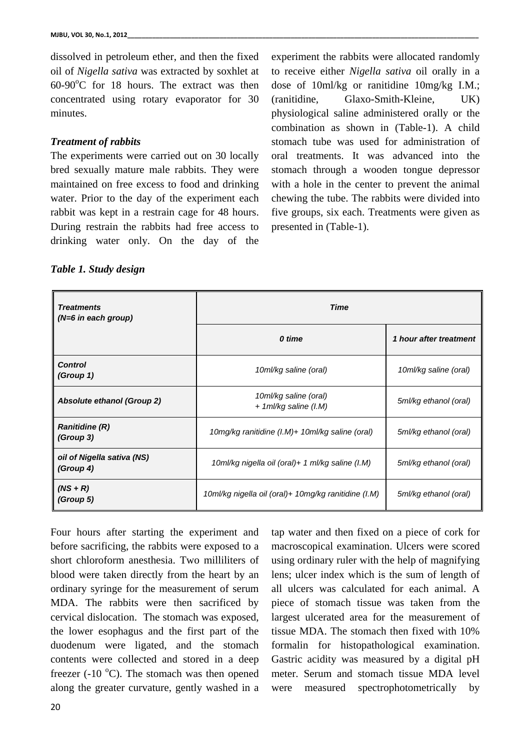dissolved in petroleum ether, and then the fixed oil of *Nigella sativa* was extracted by soxhlet at 60-90$^oC$ for 18 hours. The extract was then concentrated using rotary evaporator for 30 minutes.

### *Treatment of rabbits*

The experiments were carried out on 30 locally bred sexually mature male rabbits. They were maintained on free excess to food and drinking water. Prior to the day of the experiment each rabbit was kept in a restrain cage for 48 hours. During restrain the rabbits had free access to drinking water only. On the day of the experiment the rabbits were allocated randomly to receive either *Nigella sativa* oil orally in a dose of 10ml/kg or ranitidine 10mg/kg I.M.; (ranitidine, Glaxo-Smith-Kleine, UK) physiological saline administered orally or the combination as shown in (Table-1). A child stomach tube was used for administration of oral treatments. It was advanced into the stomach through a wooden tongue depressor with a hole in the center to prevent the animal chewing the tube. The rabbits were divided into five groups, six each. Treatments were given as presented in (Table-1).

***Table 1. Study design***

| *Treatments (N=6 in each group)* | *Time* | |
|---|---|---|
| | *0 time* | *1 hour after treatment* |
| *Control (Group 1)* | *10ml/kg saline (oral)* | *10ml/kg saline (oral)* |
| *Absolute ethanol (Group 2)* | *10ml/kg saline (oral) + 1ml/kg saline (I.M)* | *5ml/kg ethanol (oral)* |
| *Ranitidine (R) (Group 3)* | *10mg/kg ranitidine (I.M)+ 10ml/kg saline (oral)* | *5ml/kg ethanol (oral)* |
| *oil of Nigella sativa (NS) (Group 4)* | *10ml/kg nigella oil (oral)+ 1 ml/kg saline (I.M)* | *5ml/kg ethanol (oral)* |
| *(NS + R) (Group 5)* | *10ml/kg nigella oil (oral)+ 10mg/kg ranitidine (I.M)* | *5ml/kg ethanol (oral)* |

Four hours after starting the experiment and before sacrificing, the rabbits were exposed to a short chloroform anesthesia. Two milliliters of blood were taken directly from the heart by an ordinary syringe for the measurement of serum MDA. The rabbits were then sacrificed by cervical dislocation. The stomach was exposed, the lower esophagus and the first part of the duodenum were ligated, and the stomach contents were collected and stored in a deep freezer (-10 $^oC$). The stomach was then opened along the greater curvature, gently washed in a tap water and then fixed on a piece of cork for macroscopical examination. Ulcers were scored using ordinary ruler with the help of magnifying lens; ulcer index which is the sum of length of all ulcers was calculated for each animal. A piece of stomach tissue was taken from the largest ulcerated area for the measurement of tissue MDA. The stomach then fixed with 10% formalin for histopathological examination. Gastric acidity was measured by a digital pH meter. Serum and stomach tissue MDA level were measured spectrophotometrically by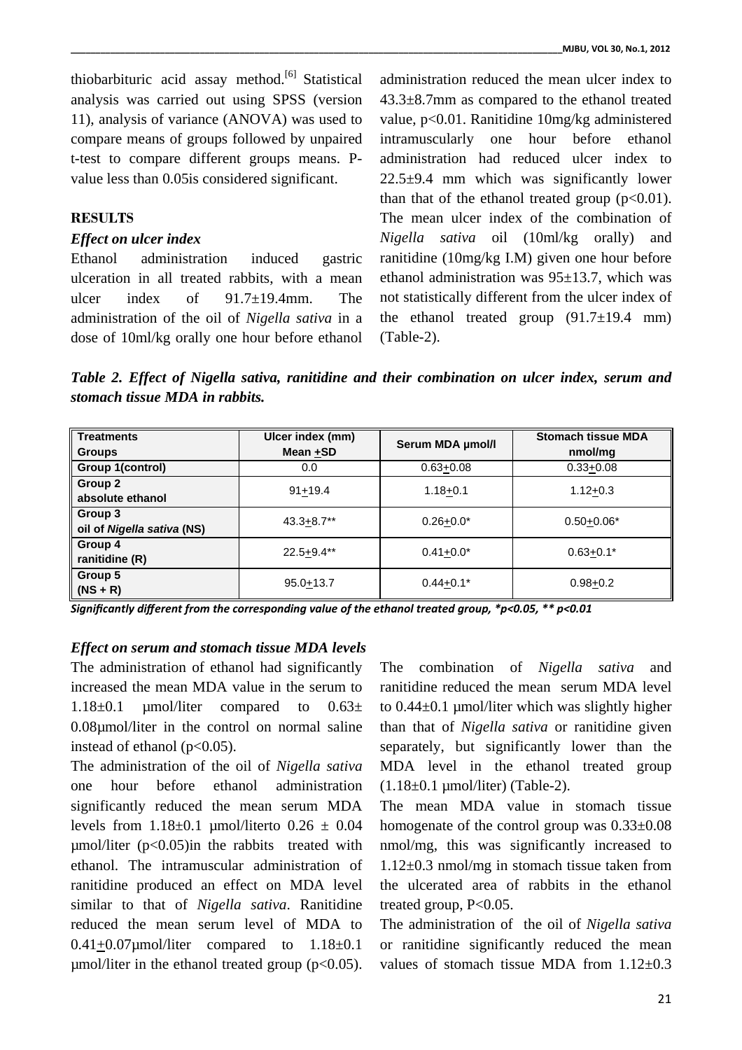thiobarbituric acid assay method.[6] Statistical analysis was carried out using SPSS (version 11), analysis of variance (ANOVA) was used to compare means of groups followed by unpaired t-test to compare different groups means. P-value less than 0.05is considered significant.

## RESULTS

### *Effect on ulcer index*

Ethanol administration induced gastric ulceration in all treated rabbits, with a mean ulcer index of 91.7±19.4mm. The administration of the oil of *Nigella sativa* in a dose of 10ml/kg orally one hour before ethanol administration reduced the mean ulcer index to 43.3±8.7mm as compared to the ethanol treated value, p<0.01. Ranitidine 10mg/kg administered intramuscularly one hour before ethanol administration had reduced ulcer index to 22.5±9.4 mm which was significantly lower than that of the ethanol treated group (p<0.01). The mean ulcer index of the combination of *Nigella sativa* oil (10ml/kg orally) and ranitidine (10mg/kg I.M) given one hour before ethanol administration was 95±13.7, which was not statistically different from the ulcer index of the ethanol treated group (91.7±19.4 mm) (Table-2).

***Table 2. Effect of Nigella sativa, ranitidine and their combination on ulcer index, serum and stomach tissue MDA in rabbits.***

| Treatments Groups | Ulcer index (mm) Mean +SD | Serum MDA µmol/l | Stomach tissue MDA nmol/mg |
|---|---|---|---|
| Group 1(control) | 0.0 | 0.63+0.08 | 0.33+0.08 |
| Group 2 absolute ethanol | 91+19.4 | 1.18+0.1 | 1.12+0.3 |
| Group 3 oil of *Nigella sativa* (NS) | 43.3+8.7** | 0.26+0.0* | 0.50+0.06* |
| Group 4 ranitidine (R) | 22.5+9.4** | 0.41+0.0* | 0.63+0.1* |
| Group 5 (NS + R) | 95.0+13.7 | 0.44+0.1* | 0.98+0.2 |

***Significantly different from the corresponding value of the ethanol treated group, *p<0.05, ** p<0.01***

### *Effect on serum and stomach tissue MDA levels*

The administration of ethanol had significantly increased the mean MDA value in the serum to 1.18±0.1 µmol/liter compared to 0.63± 0.08µmol/liter in the control on normal saline instead of ethanol (p<0.05).

The administration of the oil of *Nigella sativa* one hour before ethanol administration significantly reduced the mean serum MDA levels from 1.18±0.1 µmol/literto 0.26 ± 0.04 µmol/liter (p<0.05)in the rabbits treated with ethanol. The intramuscular administration of ranitidine produced an effect on MDA level similar to that of *Nigella sativa*. Ranitidine reduced the mean serum level of MDA to 0.41+0.07µmol/liter compared to 1.18±0.1 µmol/liter in the ethanol treated group (p<0.05).

The combination of *Nigella sativa* and ranitidine reduced the mean serum MDA level to 0.44±0.1 µmol/liter which was slightly higher than that of *Nigella sativa* or ranitidine given separately, but significantly lower than the MDA level in the ethanol treated group (1.18±0.1 µmol/liter) (Table-2).

The mean MDA value in stomach tissue homogenate of the control group was 0.33±0.08 nmol/mg, this was significantly increased to 1.12±0.3 nmol/mg in stomach tissue taken from the ulcerated area of rabbits in the ethanol treated group, P<0.05.

The administration of the oil of *Nigella sativa* or ranitidine significantly reduced the mean values of stomach tissue MDA from 1.12±0.3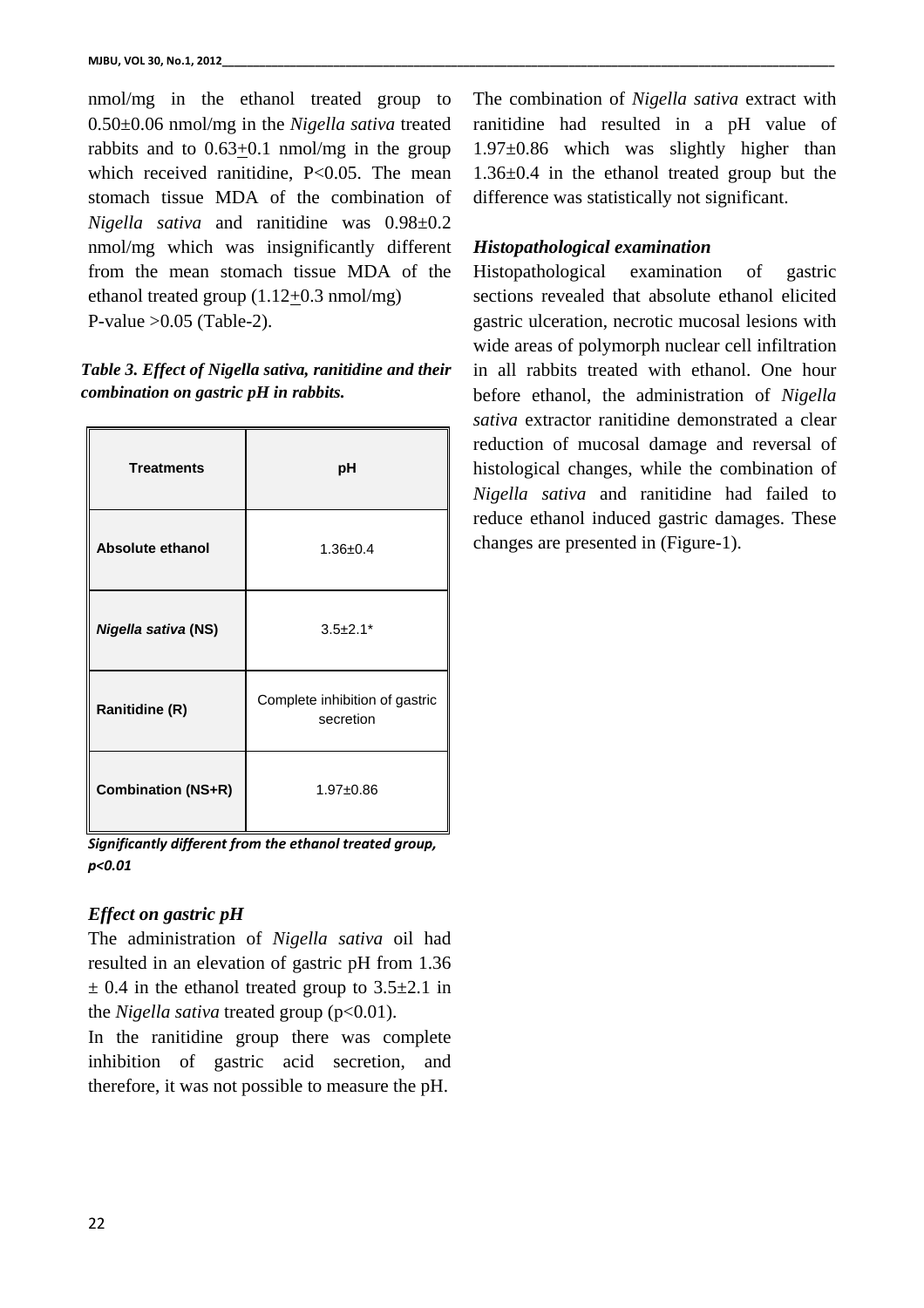nmol/mg in the ethanol treated group to 0.50±0.06 nmol/mg in the *Nigella sativa* treated rabbits and to 0.63±0.1 nmol/mg in the group which received ranitidine, P<0.05. The mean stomach tissue MDA of the combination of *Nigella sativa* and ranitidine was 0.98±0.2 nmol/mg which was insignificantly different from the mean stomach tissue MDA of the ethanol treated group (1.12±0.3 nmol/mg) P-value >0.05 (Table-2).

***Table 3. Effect of Nigella sativa, ranitidine and their combination on gastric pH in rabbits.***

| Treatments | pH |
|---|---|
| **Absolute ethanol** | 1.36±0.4 |
| ***Nigella sativa* (NS)** | 3.5±2.1* |
| **Ranitidine (R)** | Complete inhibition of gastric secretion |
| **Combination (NS+R)** | 1.97±0.86 |

***Significantly different from the ethanol treated group, p<0.01***

### *Effect on gastric pH*

The administration of *Nigella sativa* oil had resulted in an elevation of gastric pH from 1.36 ± 0.4 in the ethanol treated group to 3.5±2.1 in the *Nigella sativa* treated group (p<0.01).

In the ranitidine group there was complete inhibition of gastric acid secretion, and therefore, it was not possible to measure the pH.

The combination of *Nigella sativa* extract with ranitidine had resulted in a pH value of 1.97±0.86 which was slightly higher than 1.36±0.4 in the ethanol treated group but the difference was statistically not significant.

### *Histopathological examination*

Histopathological examination of gastric sections revealed that absolute ethanol elicited gastric ulceration, necrotic mucosal lesions with wide areas of polymorph nuclear cell infiltration in all rabbits treated with ethanol. One hour before ethanol, the administration of *Nigella sativa* extractor ranitidine demonstrated a clear reduction of mucosal damage and reversal of histological changes, while the combination of *Nigella sativa* and ranitidine had failed to reduce ethanol induced gastric damages. These changes are presented in (Figure-1).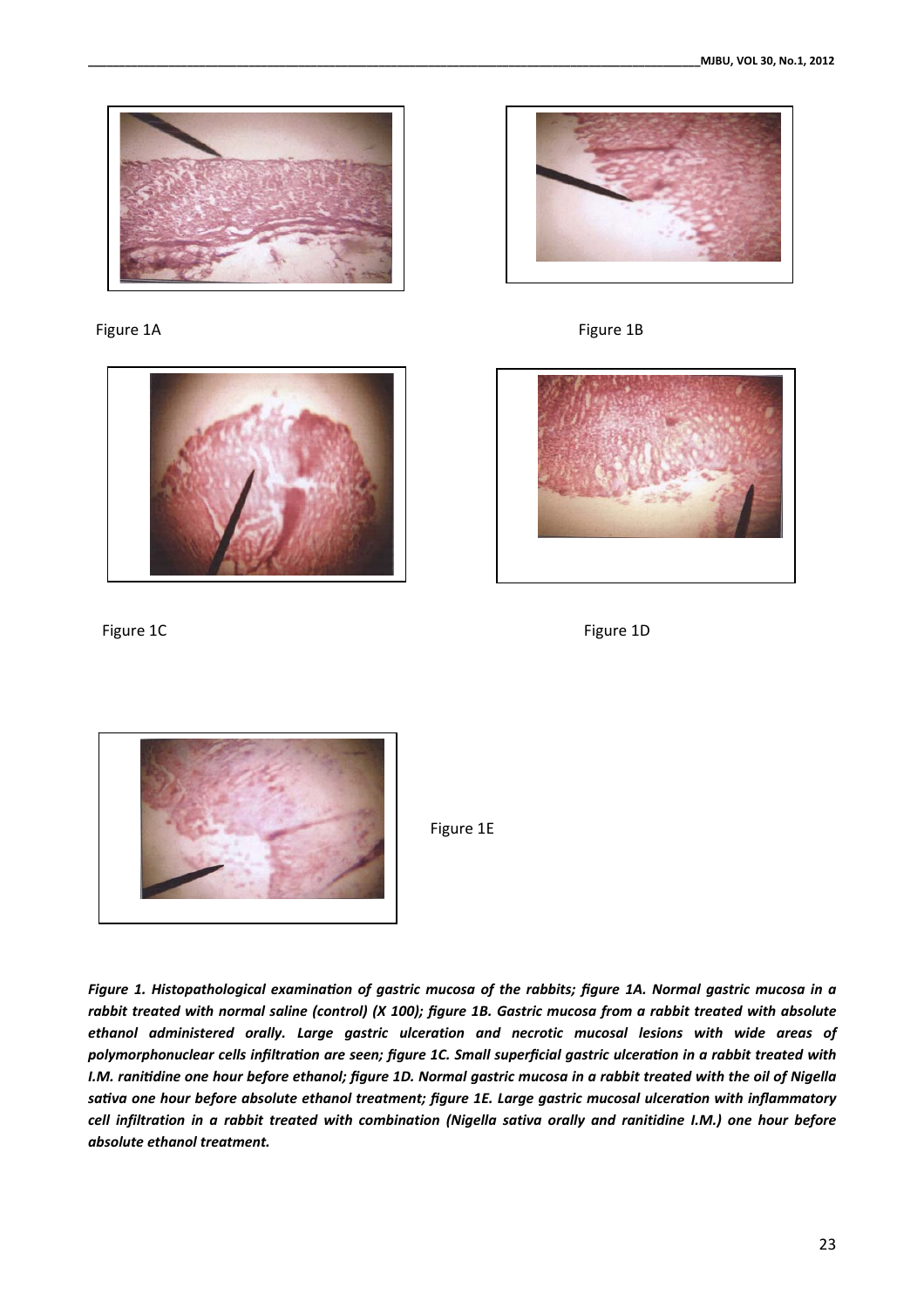Figure 1A

Figure 1B

Figure 1C

Figure 1D

Figure 1E

***Figure 1. Histopathological examination of gastric mucosa of the rabbits; figure 1A. Normal gastric mucosa in a rabbit treated with normal saline (control) (X 100); figure 1B. Gastric mucosa from a rabbit treated with absolute ethanol administered orally. Large gastric ulceration and necrotic mucosal lesions with wide areas of polymorphonuclear cells infiltration are seen; figure 1C. Small superficial gastric ulceration in a rabbit treated with I.M. ranitidine one hour before ethanol; figure 1D. Normal gastric mucosa in a rabbit treated with the oil of Nigella sativa one hour before absolute ethanol treatment; figure 1E. Large gastric mucosal ulceration with inflammatory cell infiltration in a rabbit treated with combination (Nigella sativa orally and ranitidine I.M.) one hour before absolute ethanol treatment.***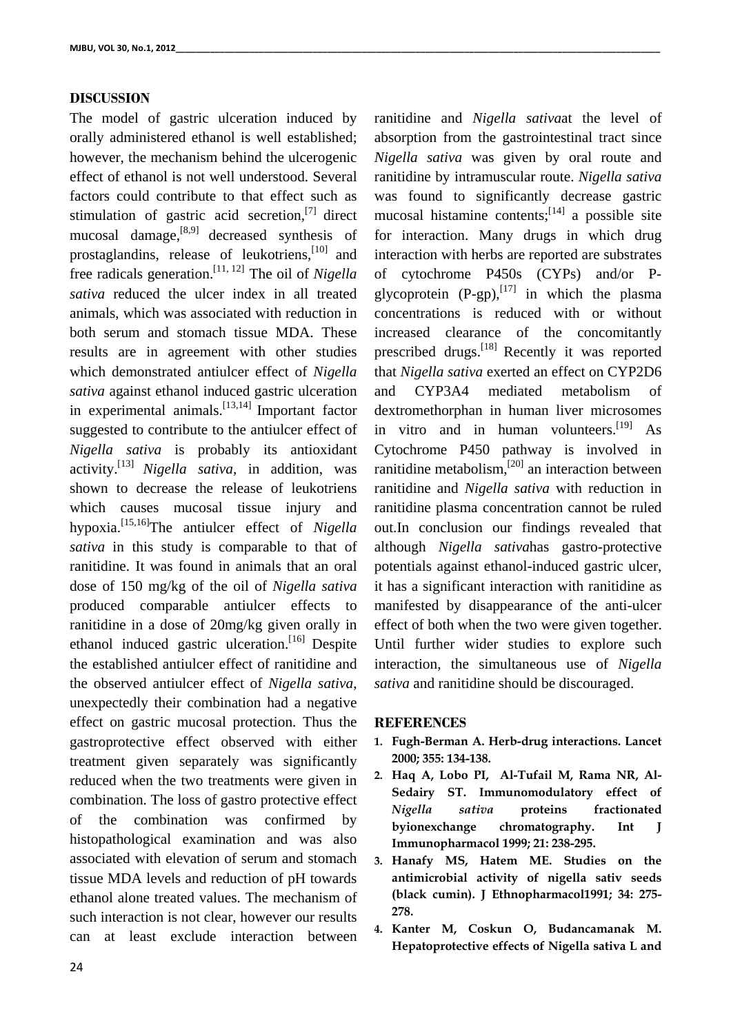## DISCUSSION

The model of gastric ulceration induced by orally administered ethanol is well established; however, the mechanism behind the ulcerogenic effect of ethanol is not well understood. Several factors could contribute to that effect such as stimulation of gastric acid secretion,[7] direct mucosal damage,[8,9] decreased synthesis of prostaglandins, release of leukotriens,[10] and free radicals generation.[11, 12] The oil of *Nigella sativa* reduced the ulcer index in all treated animals, which was associated with reduction in both serum and stomach tissue MDA. These results are in agreement with other studies which demonstrated antiulcer effect of *Nigella sativa* against ethanol induced gastric ulceration in experimental animals.[13,14] Important factor suggested to contribute to the antiulcer effect of *Nigella sativa* is probably its antioxidant activity.[13] *Nigella sativa*, in addition, was shown to decrease the release of leukotriens which causes mucosal tissue injury and hypoxia.[15,16]The antiulcer effect of *Nigella sativa* in this study is comparable to that of ranitidine. It was found in animals that an oral dose of 150 mg/kg of the oil of *Nigella sativa* produced comparable antiulcer effects to ranitidine in a dose of 20mg/kg given orally in ethanol induced gastric ulceration.[16] Despite the established antiulcer effect of ranitidine and the observed antiulcer effect of *Nigella sativa*, unexpectedly their combination had a negative effect on gastric mucosal protection. Thus the gastroprotective effect observed with either treatment given separately was significantly reduced when the two treatments were given in combination. The loss of gastro protective effect of the combination was confirmed by histopathological examination and was also associated with elevation of serum and stomach tissue MDA levels and reduction of pH towards ethanol alone treated values. The mechanism of such interaction is not clear, however our results can at least exclude interaction between ranitidine and *Nigella sativa*at the level of absorption from the gastrointestinal tract since *Nigella sativa* was given by oral route and ranitidine by intramuscular route. *Nigella sativa* was found to significantly decrease gastric mucosal histamine contents;[14] a possible site for interaction. Many drugs in which drug interaction with herbs are reported are substrates of cytochrome P450s (CYPs) and/or P-glycoprotein (P-gp),[17] in which the plasma concentrations is reduced with or without increased clearance of the concomitantly prescribed drugs.[18] Recently it was reported that *Nigella sativa* exerted an effect on CYP2D6 and CYP3A4 mediated metabolism of dextromethorphan in human liver microsomes in vitro and in human volunteers.[19] As Cytochrome P450 pathway is involved in ranitidine metabolism,[20] an interaction between ranitidine and *Nigella sativa* with reduction in ranitidine plasma concentration cannot be ruled out.In conclusion our findings revealed that although *Nigella sativa*has gastro-protective potentials against ethanol-induced gastric ulcer, it has a significant interaction with ranitidine as manifested by disappearance of the anti-ulcer effect of both when the two were given together. Until further wider studies to explore such interaction, the simultaneous use of *Nigella sativa* and ranitidine should be discouraged.

## REFERENCES

1. **Fugh-Berman A. Herb-drug interactions. Lancet 2000; 355: 134-138.**
2. **Haq A, Lobo PI, Al-Tufail M, Rama NR, Al-Sedairy ST. Immunomodulatory effect of *Nigella sativa* proteins fractionated byionexchange chromatography. Int J Immunopharmacol 1999; 21: 238-295.**
3. **Hanafy MS, Hatem ME. Studies on the antimicrobial activity of nigella sativ seeds (black cumin). J Ethnopharmacol1991; 34: 275-278.**
4. **Kanter M, Coskun O, Budancamanak M. Hepatoprotective effects of Nigella sativa L and**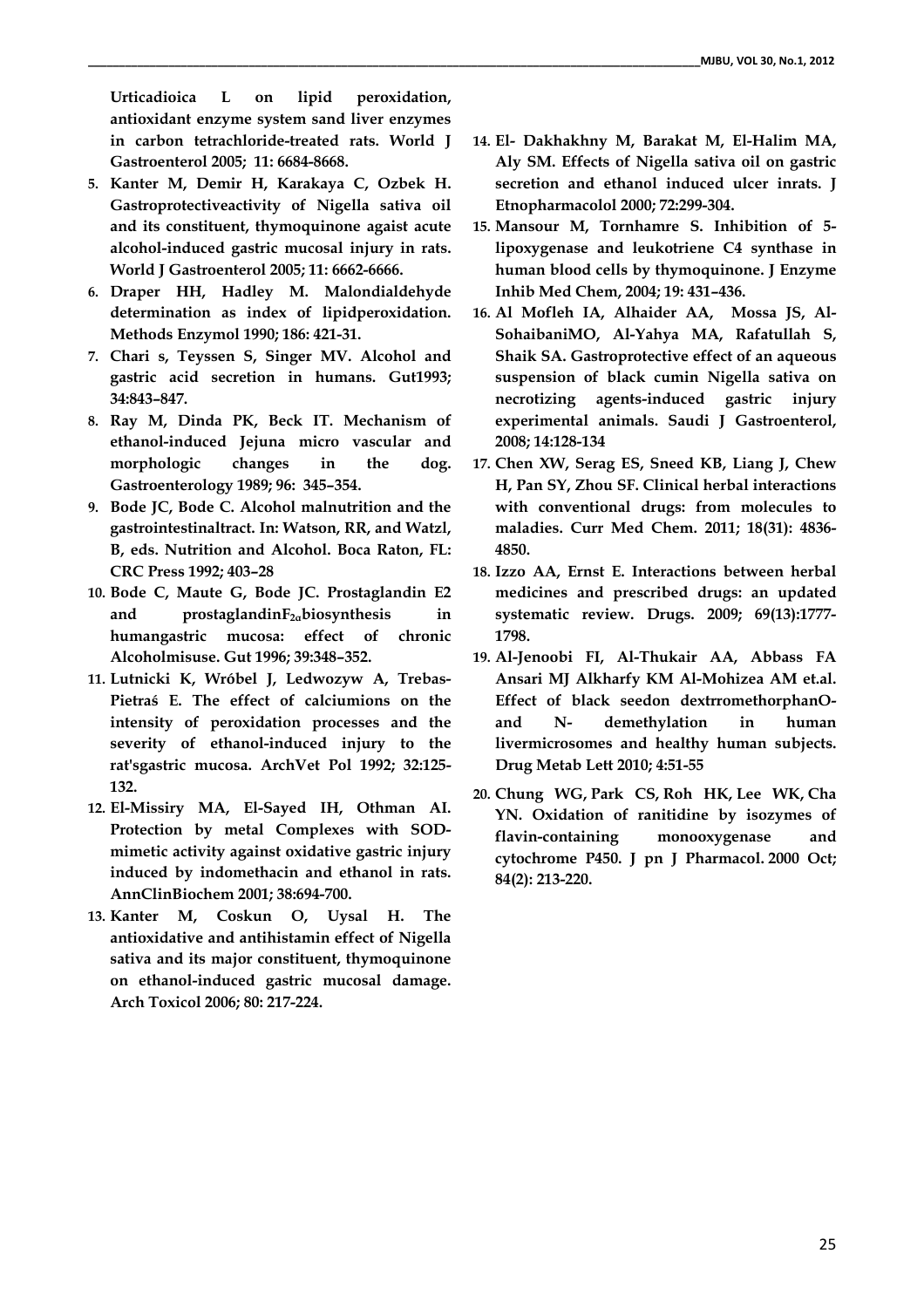**Urticadioica L on lipid peroxidation, antioxidant enzyme system sand liver enzymes in carbon tetrachloride-treated rats. World J Gastroenterol 2005; 11: 6684-8668.**

5. **Kanter M, Demir H, Karakaya C, Ozbek H. Gastroprotectiveactivity of Nigella sativa oil and its constituent, thymoquinone agaist acute alcohol-induced gastric mucosal injury in rats. World J Gastroenterol 2005; 11: 6662-6666.**
6. **Draper HH, Hadley M. Malondialdehyde determination as index of lipidperoxidation. Methods Enzymol 1990; 186: 421-31.**
7. **Chari s, Teyssen S, Singer MV. Alcohol and gastric acid secretion in humans. Gut1993; 34:843–847.**
8. **Ray M, Dinda PK, Beck IT. Mechanism of ethanol-induced Jejuna micro vascular and morphologic changes in the dog. Gastroenterology 1989; 96: 345–354.**
9. **Bode JC, Bode C. Alcohol malnutrition and the gastrointestinaltract. In: Watson, RR, and Watzl, B, eds. Nutrition and Alcohol. Boca Raton, FL: CRC Press 1992; 403–28**
10. **Bode C, Maute G, Bode JC. Prostaglandin E2 and prostaglandin$F_{2\alpha}$biosynthesis in humangastric mucosa: effect of chronic Alcoholmisuse. Gut 1996; 39:348–352.**
11. **Lutnicki K, Wróbel J, Ledwozyw A, Trebas-Pietraś E. The effect of calciumions on the intensity of peroxidation processes and the severity of ethanol-induced injury to the rat'sgastric mucosa. ArchVet Pol 1992; 32:125-132.**
12. **El-Missiry MA, El-Sayed IH, Othman AI. Protection by metal Complexes with SOD-mimetic activity against oxidative gastric injury induced by indomethacin and ethanol in rats. AnnClinBiochem 2001; 38:694-700.**
13. **Kanter M, Coskun O, Uysal H. The antioxidative and antihistamin effect of Nigella sativa and its major constituent, thymoquinone on ethanol-induced gastric mucosal damage. Arch Toxicol 2006; 80: 217-224.**
14. **El- Dakhakhny M, Barakat M, El-Halim MA, Aly SM. Effects of Nigella sativa oil on gastric secretion and ethanol induced ulcer inrats. J Etnopharmacolol 2000; 72:299-304.**
15. **Mansour M, Tornhamre S. Inhibition of 5-lipoxygenase and leukotriene C4 synthase in human blood cells by thymoquinone. J Enzyme Inhib Med Chem, 2004; 19: 431–436.**
16. **Al Mofleh IA, Alhaider AA, Mossa JS, Al-SohaibaniMO, Al-Yahya MA, Rafatullah S, Shaik SA. Gastroprotective effect of an aqueous suspension of black cumin Nigella sativa on necrotizing agents-induced gastric injury experimental animals. Saudi J Gastroenterol, 2008; 14:128-134**
17. **Chen XW, Serag ES, Sneed KB, Liang J, Chew H, Pan SY, Zhou SF. Clinical herbal interactions with conventional drugs: from molecules to maladies. Curr Med Chem. 2011; 18(31): 4836-4850.**
18. **Izzo AA, Ernst E. Interactions between herbal medicines and prescribed drugs: an updated systematic review. Drugs. 2009; 69(13):1777-1798.**
19. **Al-Jenoobi FI, Al-Thukair AA, Abbass FA Ansari MJ Alkharfy KM Al-Mohizea AM et.al. Effect of black seedon dextrromethorphanO- and N- demethylation in human livermicrosomes and healthy human subjects. Drug Metab Lett 2010; 4:51-55**
20. **Chung WG, Park CS, Roh HK, Lee WK, Cha YN. Oxidation of ranitidine by isozymes of flavin-containing monooxygenase and cytochrome P450. J pn J Pharmacol. 2000 Oct; 84(2): 213-220.**